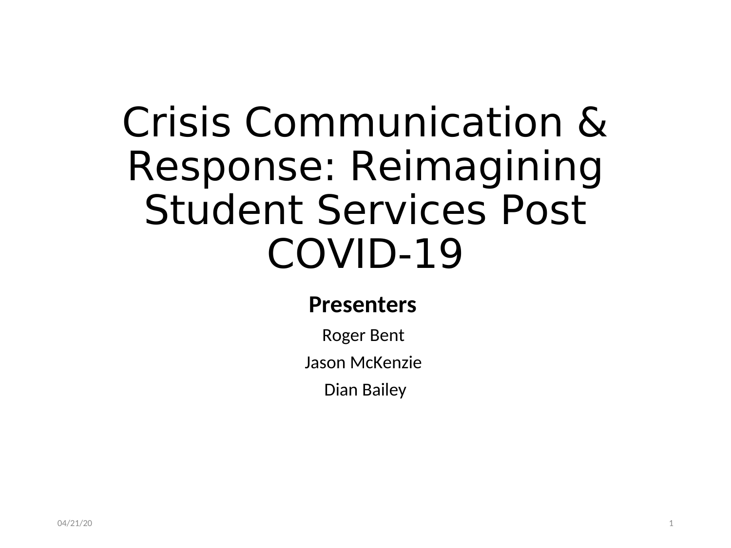# Crisis Communication & Response: Reimagining Student Services Post COVID-19

**Presenters**

Roger Bent

Jason McKenzie

Dian Bailey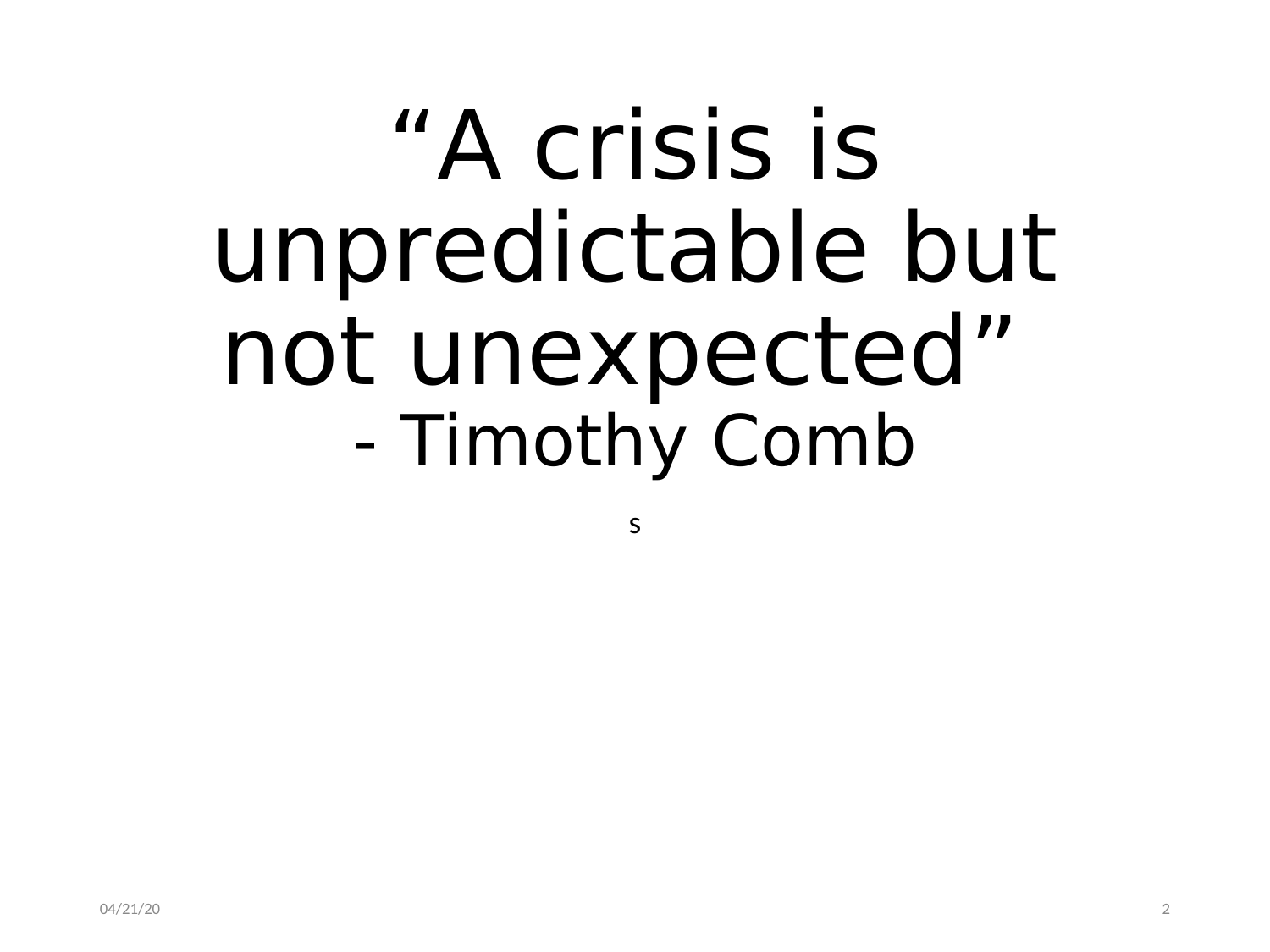# “A crisis is unpredictable but not unexpected” - Timothy Comb

s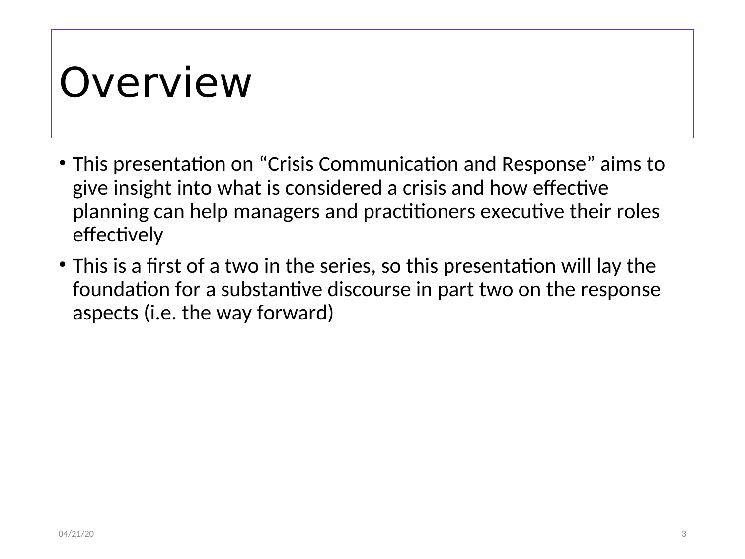# Overview

- This presentation on "Crisis Communication and Response" aims to give insight into what is considered a crisis and how effective planning can help managers and practitioners executive their roles effectively
- This is a first of a two in the series, so this presentation will lay the foundation for a substantive discourse in part two on the response aspects (i.e. the way forward)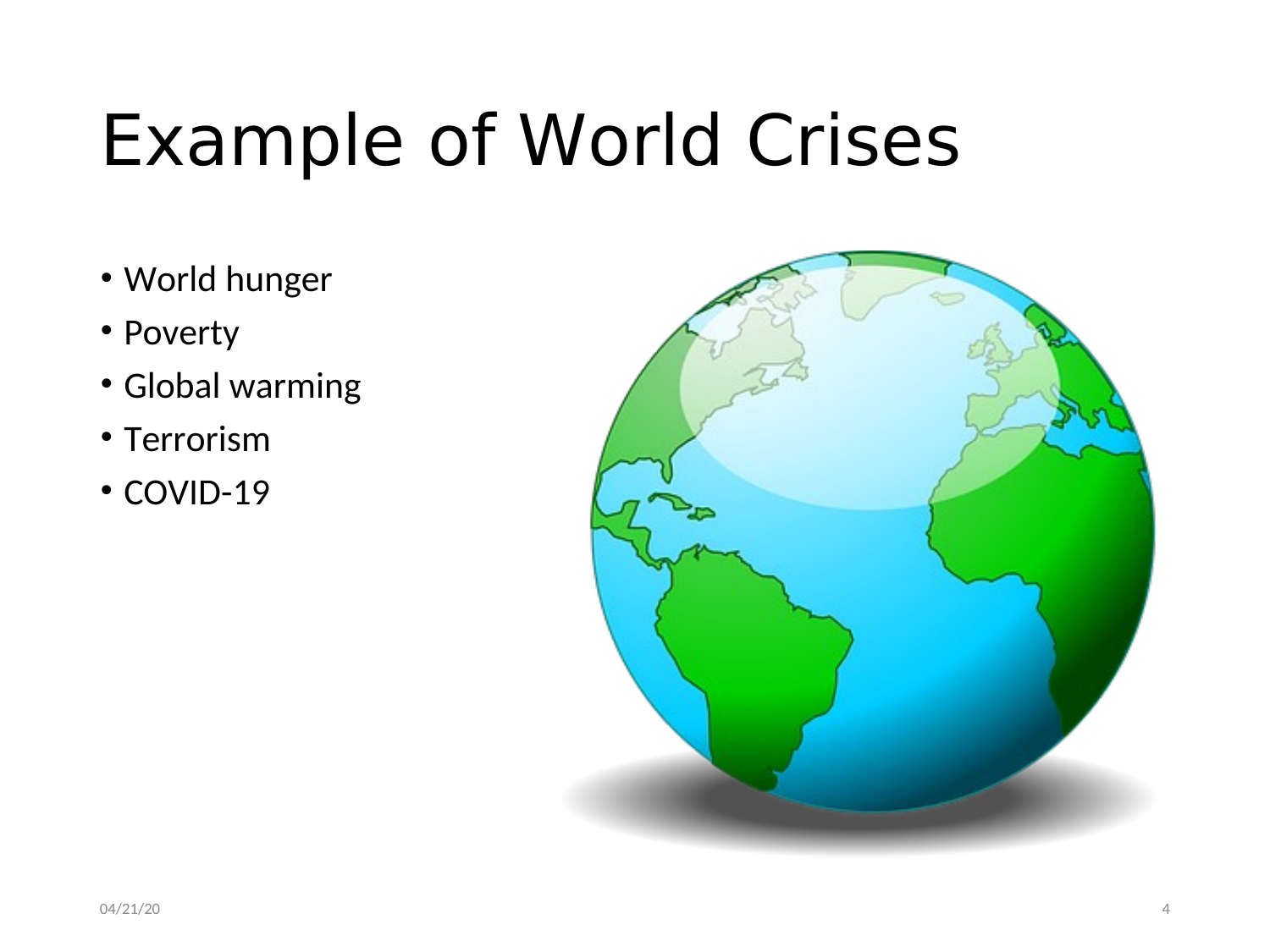# Example of World Crises

- World hunger
- Poverty
- Global warming
- Terrorism
- COVID-19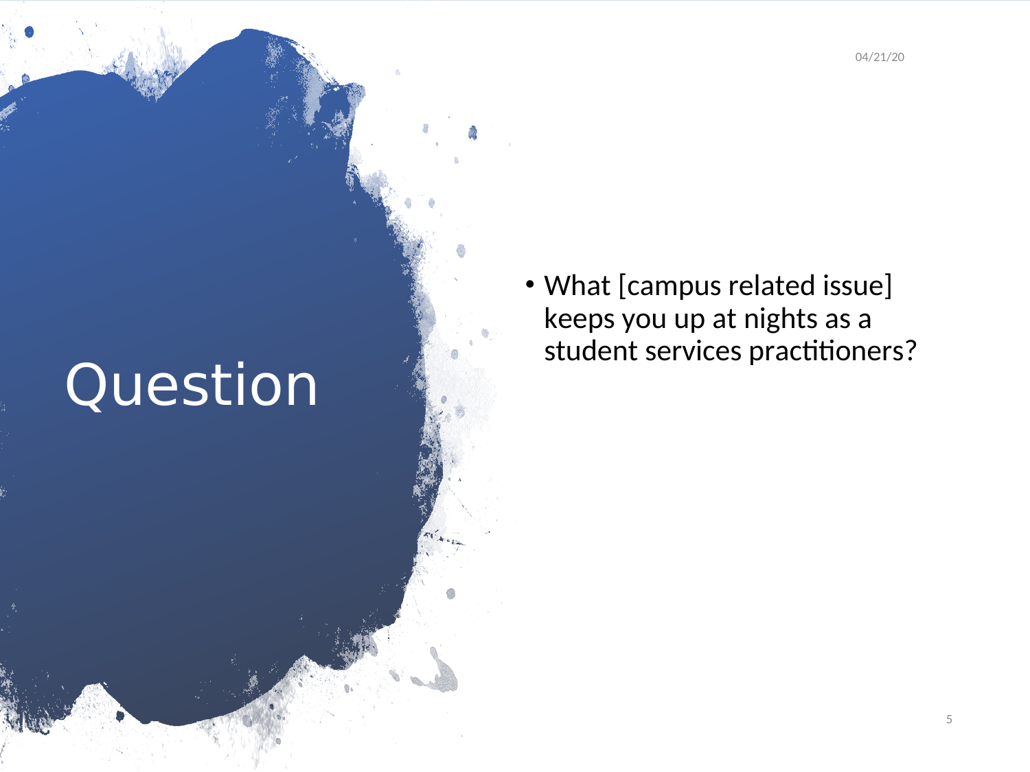# Question

- What [campus related issue] keeps you up at nights as a student services practitioners?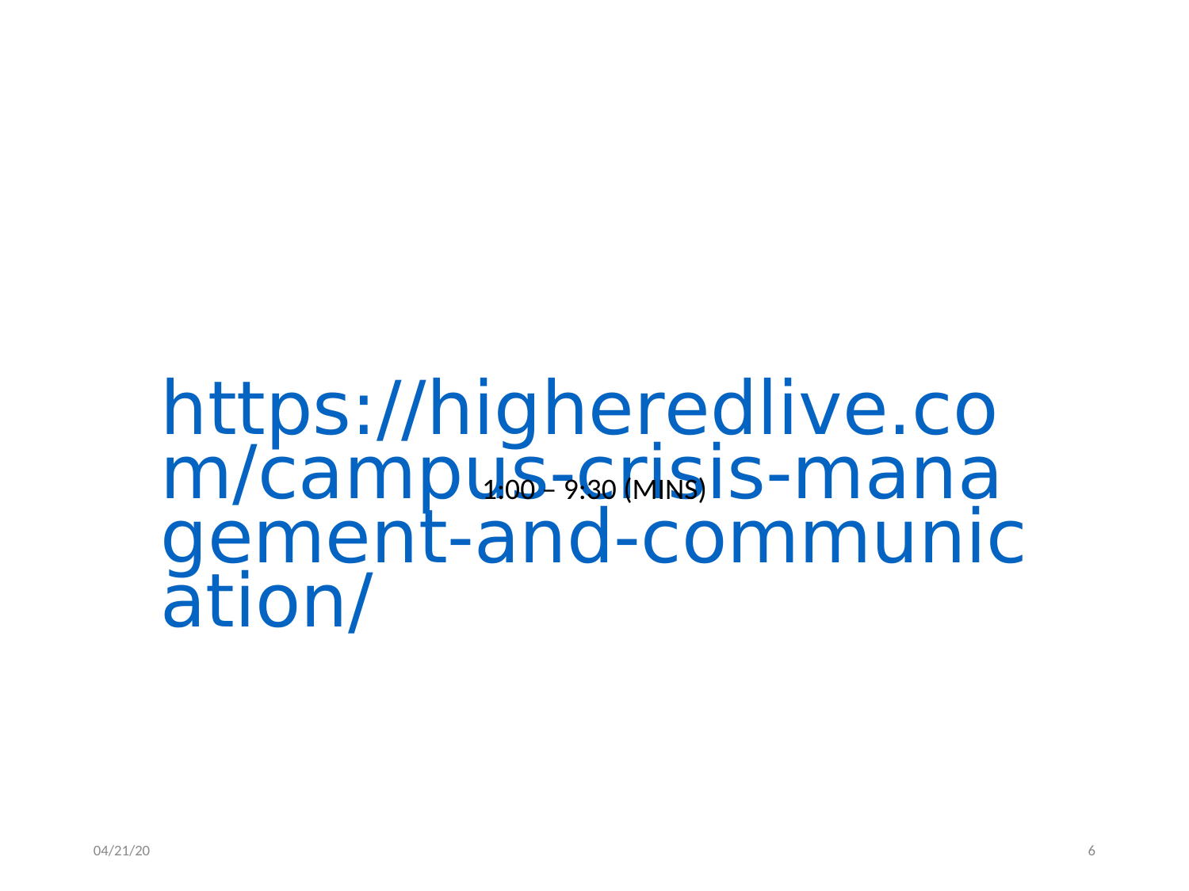https://higheredlive.com/campus-crisis-management-and-communication/

1:00 – 9:30 (MINS)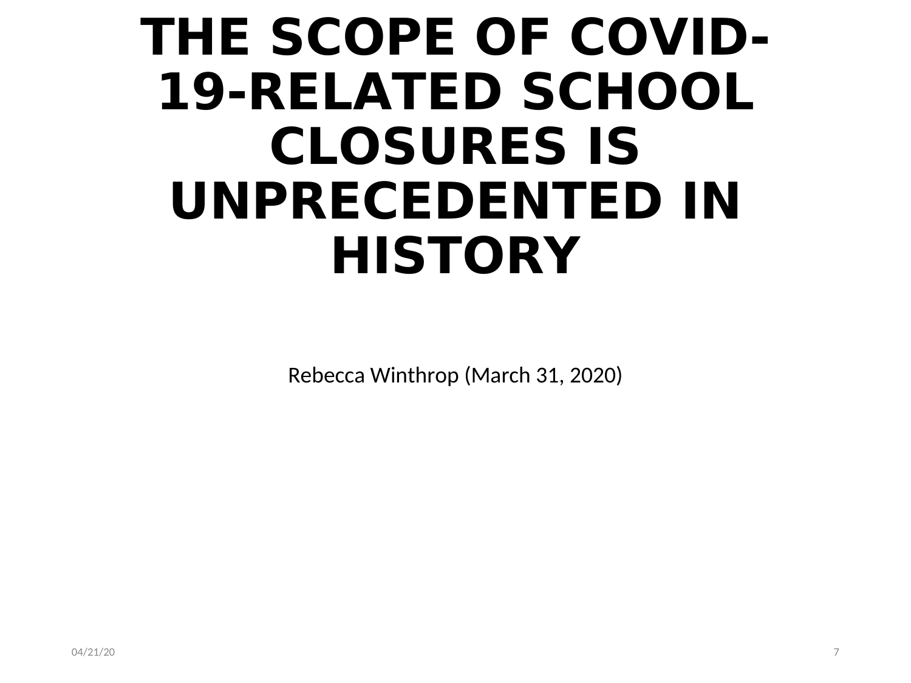# THE SCOPE OF COVID-19-RELATED SCHOOL CLOSURES IS UNPRECEDENTED IN HISTORY

Rebecca Winthrop (March 31, 2020)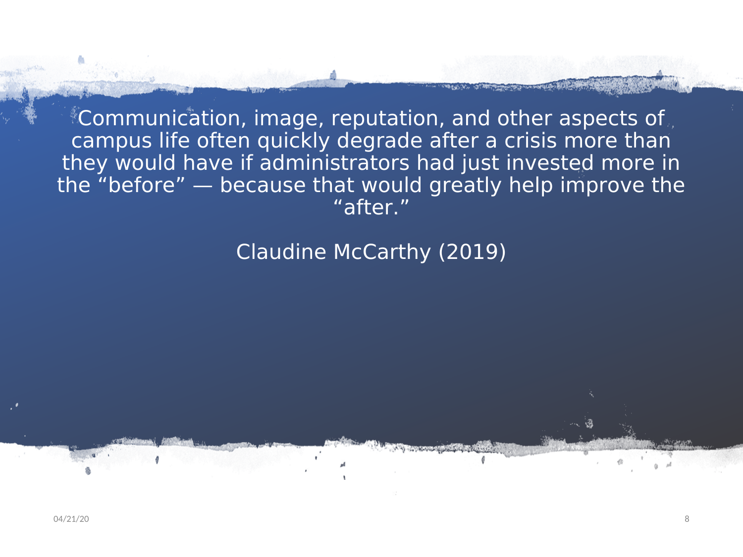Communication, image, reputation, and other aspects of campus life often quickly degrade after a crisis more than they would have if administrators had just invested more in the “before” — because that would greatly help improve the “after.”

Claudine McCarthy (2019)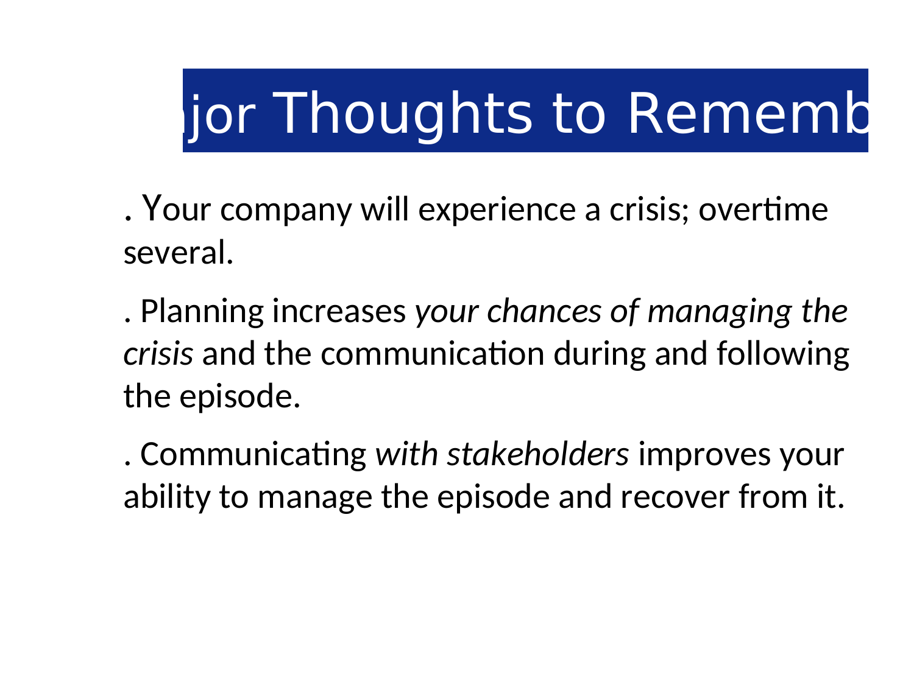# jor Thoughts to Rememb

. Your company will experience a crisis; overtime several.

. Planning increases *your chances of managing the crisis* and the communication during and following the episode.

. Communicating *with stakeholders* improves your ability to manage the episode and recover from it.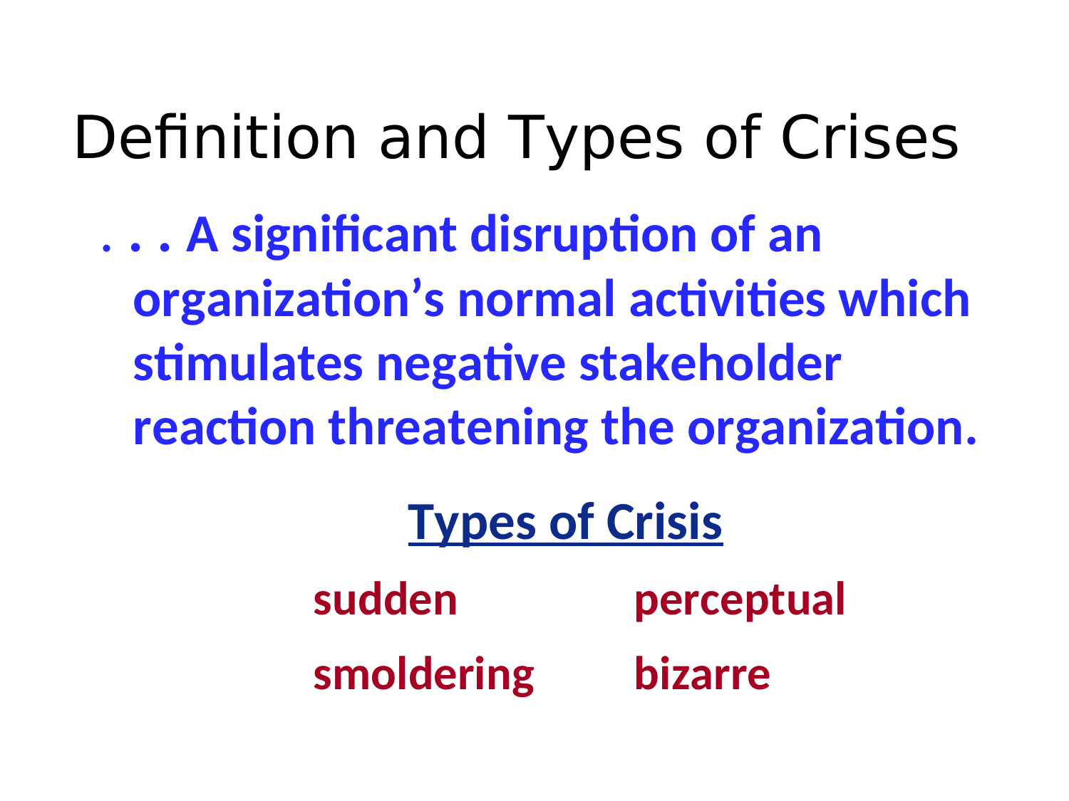# Definition and Types of Crises

**. . . A significant disruption of an organization's normal activities which stimulates negative stakeholder reaction threatening the organization.**

## Types of Crisis

**sudden** **perceptual**

**smoldering** **bizarre**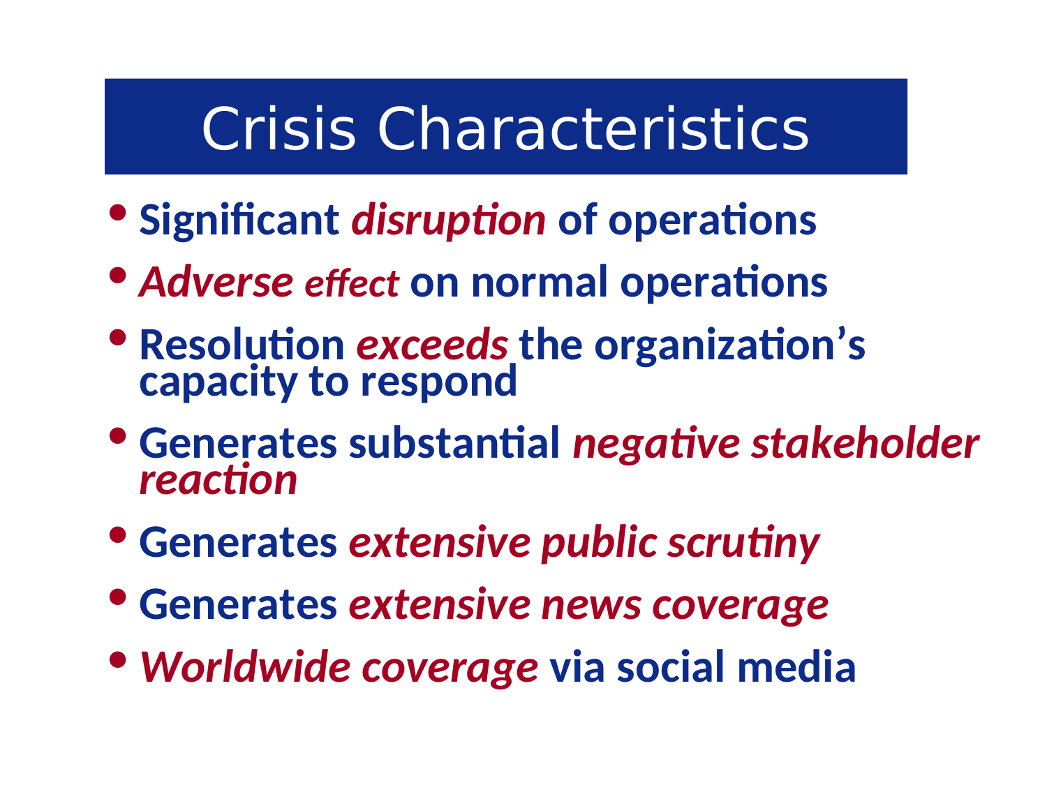# Crisis Characteristics

- **Significant *disruption* of operations**
- ***Adverse effect* on normal operations**
- **Resolution *exceeds* the organization's capacity to respond**
- **Generates substantial *negative stakeholder reaction***
- **Generates *extensive public scrutiny***
- **Generates *extensive news coverage***
- ***Worldwide coverage* via social media**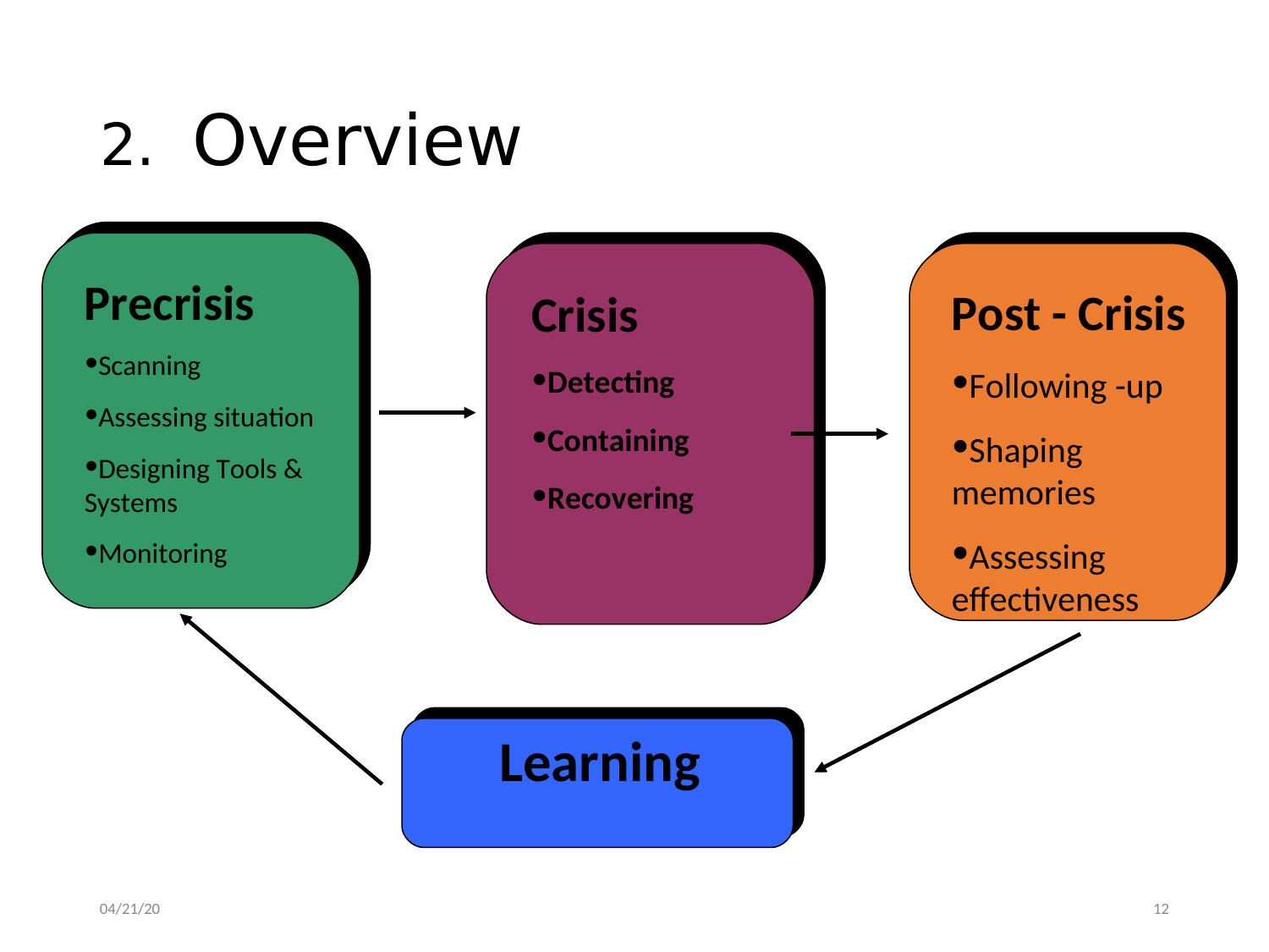# 2. Overview

### Precrisis

- Scanning
- Assessing situation
- Designing Tools & Systems
- Monitoring

### Crisis

- **Detecting**
- **Containing**
- **Recovering**

### Post - Crisis

- Following -up
- Shaping memories
- Assessing effectiveness

### Learning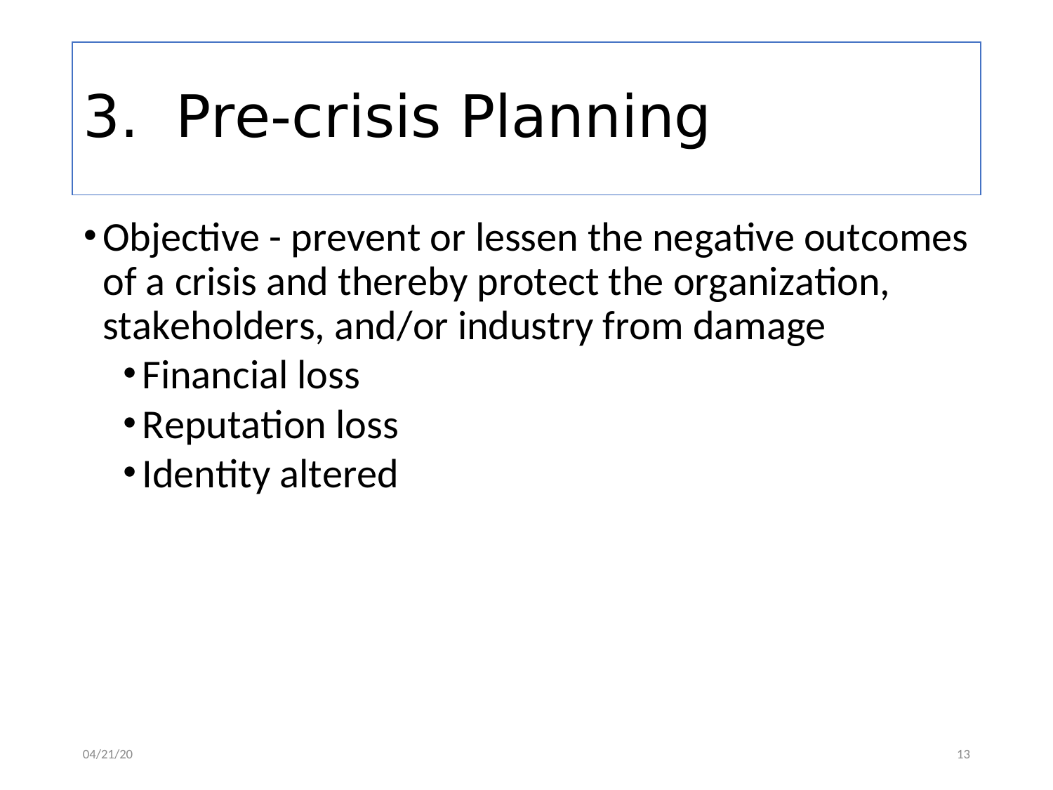# 3. Pre-crisis Planning

- Objective - prevent or lessen the negative outcomes of a crisis and thereby protect the organization, stakeholders, and/or industry from damage
  - Financial loss
  - Reputation loss
  - Identity altered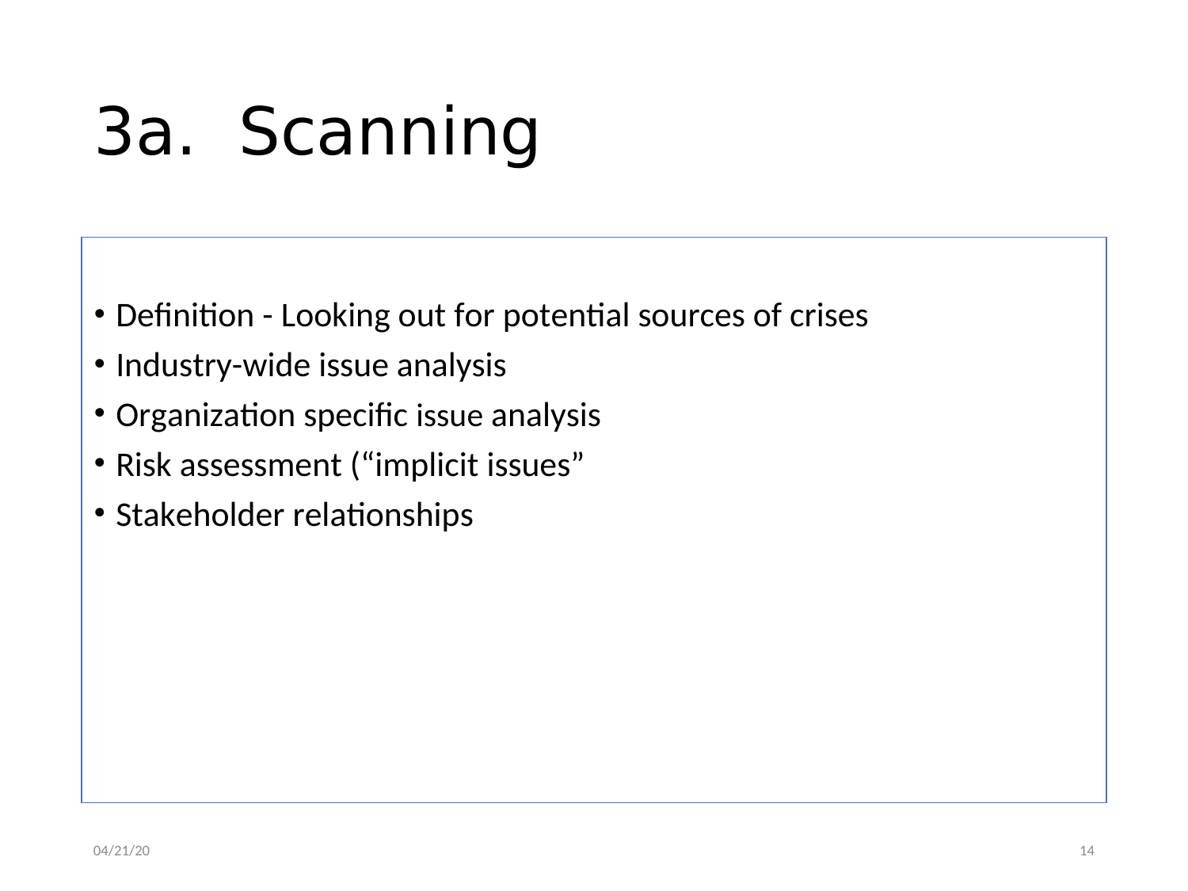# 3a. Scanning

- Definition - Looking out for potential sources of crises
- Industry-wide issue analysis
- Organization specific issue analysis
- Risk assessment (“implicit issues”
- Stakeholder relationships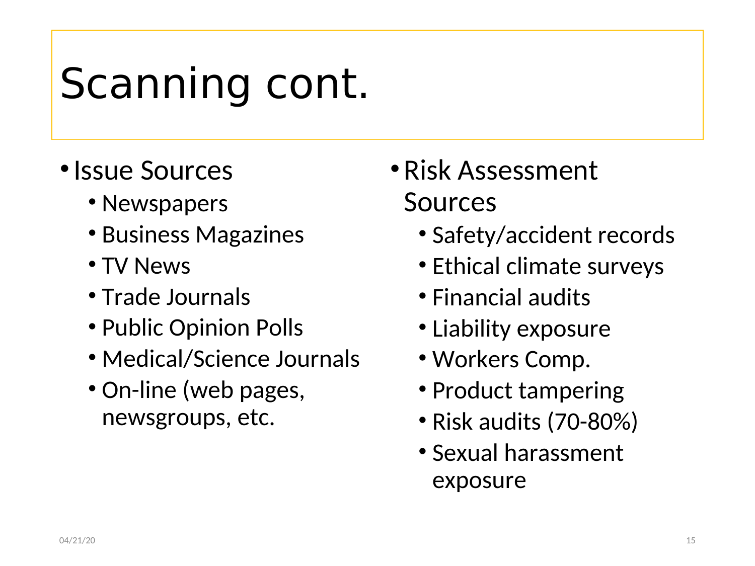# Scanning cont.

- Issue Sources
  - Newspapers
  - Business Magazines
  - TV News
  - Trade Journals
  - Public Opinion Polls
  - Medical/Science Journals
  - On-line (web pages, newsgroups, etc.

- Risk Assessment Sources
  - Safety/accident records
  - Ethical climate surveys
  - Financial audits
  - Liability exposure
  - Workers Comp.
  - Product tampering
  - Risk audits (70-80%)
  - Sexual harassment exposure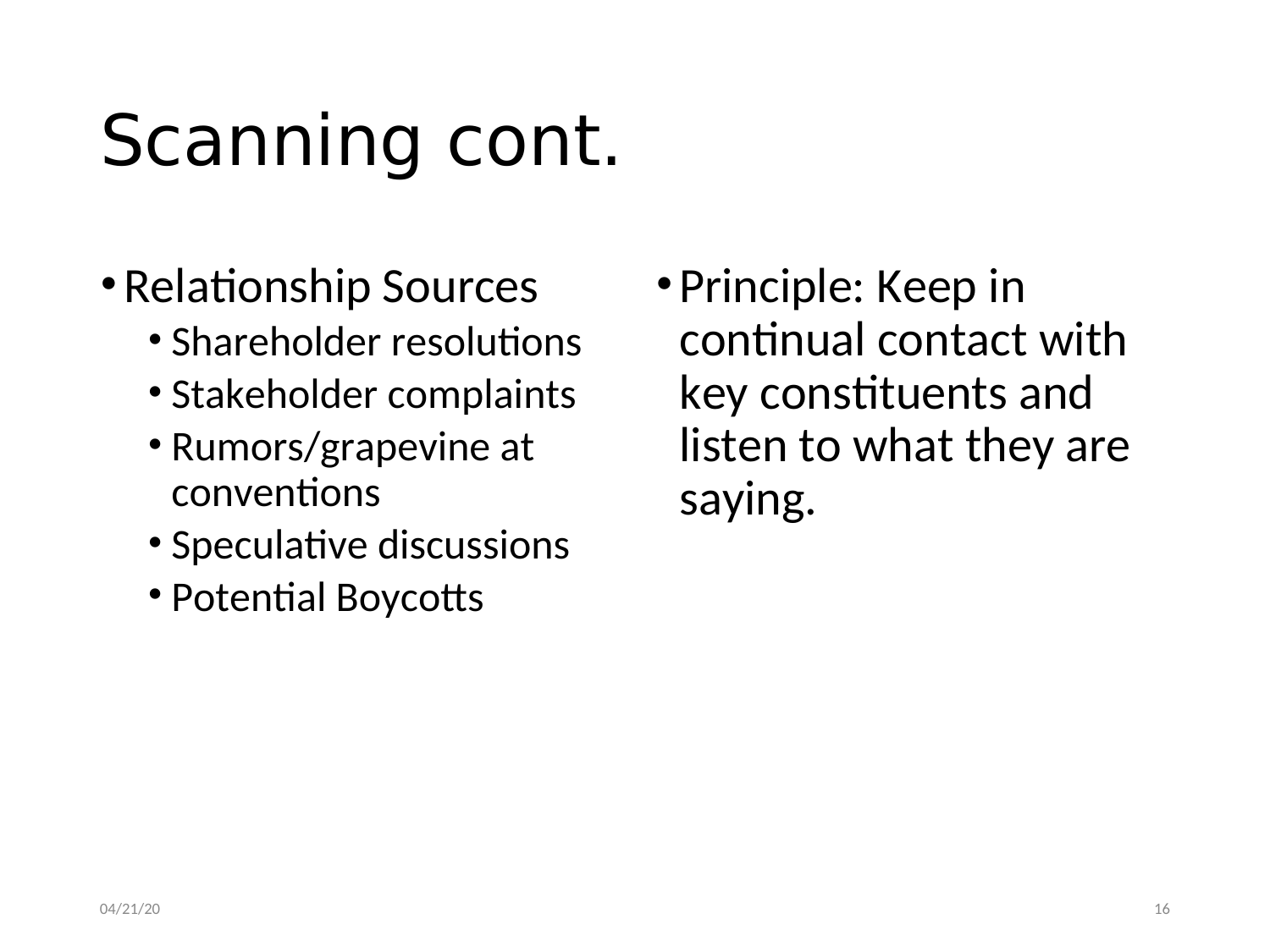# Scanning cont.

- Relationship Sources
  - Shareholder resolutions
  - Stakeholder complaints
  - Rumors/grapevine at conventions
  - Speculative discussions
  - Potential Boycotts

- Principle: Keep in continual contact with key constituents and listen to what they are saying.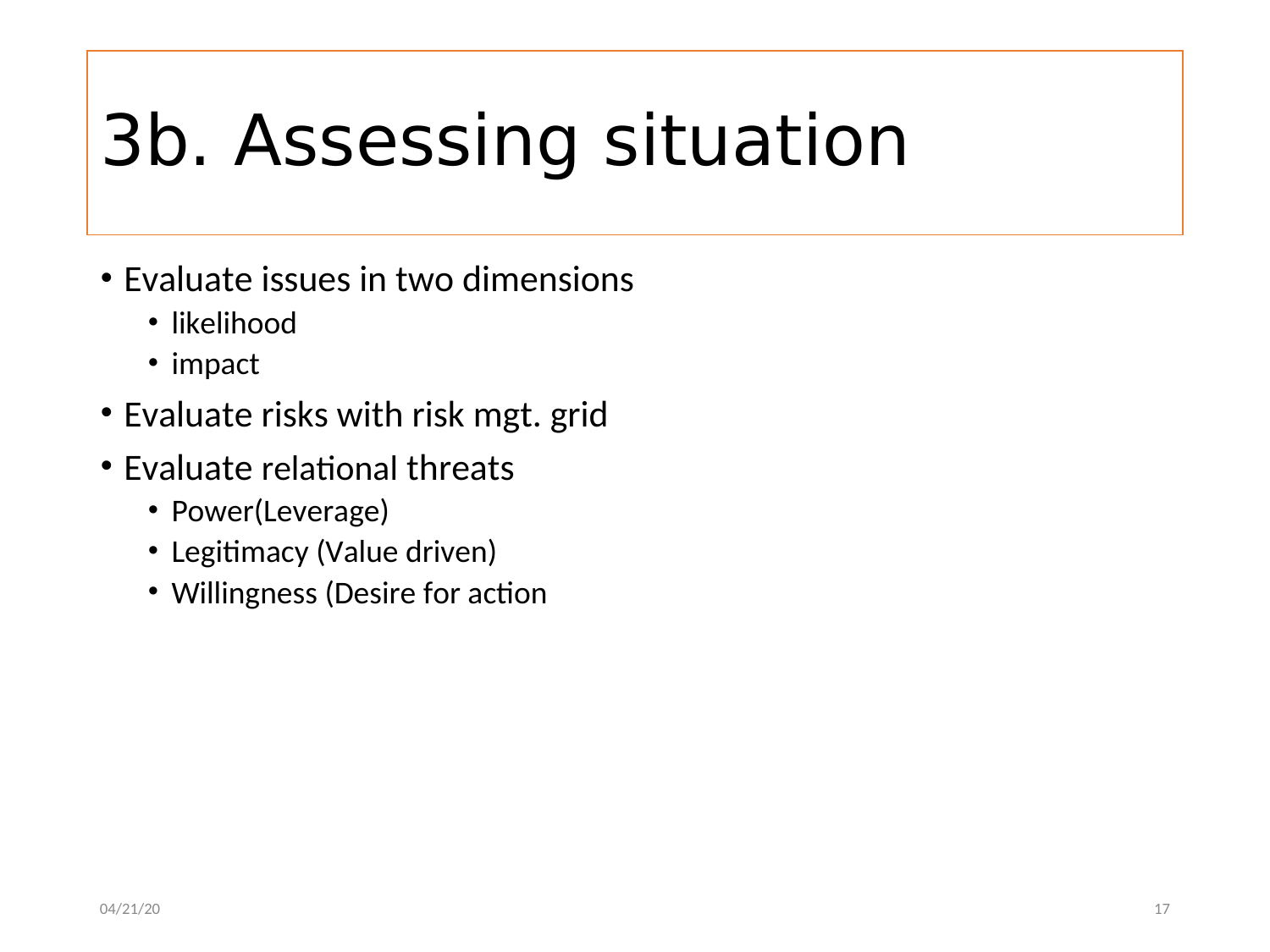# 3b. Assessing situation

- Evaluate issues in two dimensions
  - likelihood
  - impact
- Evaluate risks with risk mgt. grid
- Evaluate relational threats
  - Power(Leverage)
  - Legitimacy (Value driven)
  - Willingness (Desire for action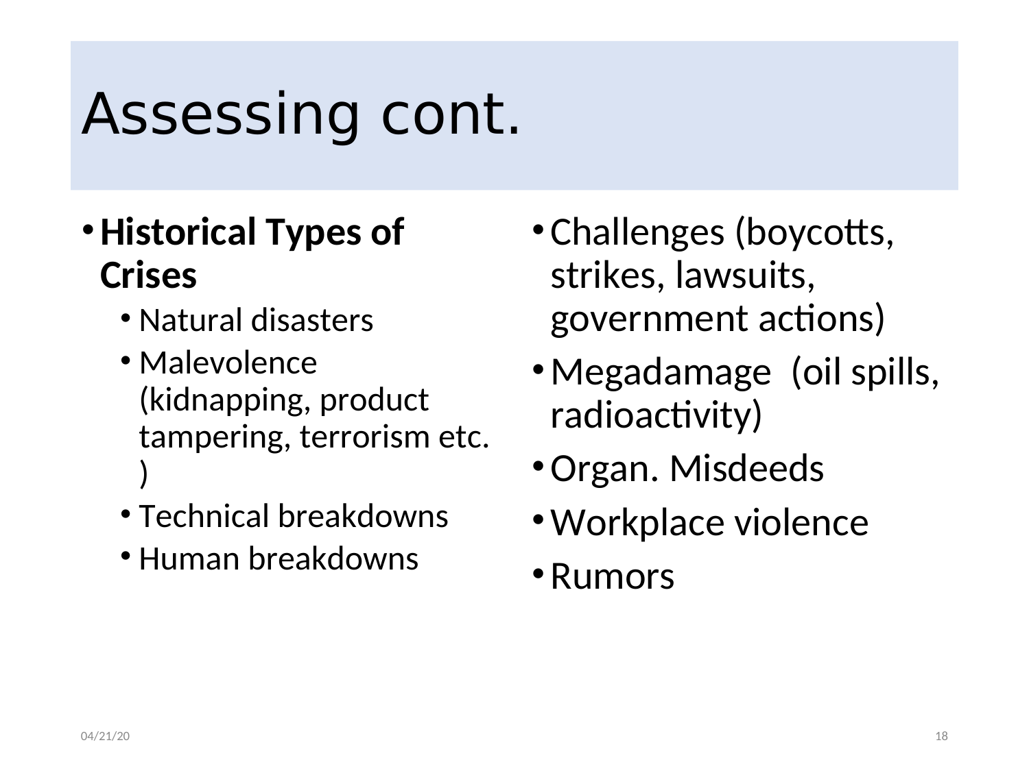# Assessing cont.

- **Historical Types of Crises**
  - Natural disasters
  - Malevolence (kidnapping, product tampering, terrorism etc. )
  - Technical breakdowns
  - Human breakdowns
- Challenges (boycotts, strikes, lawsuits, government actions)
- Megadamage (oil spills, radioactivity)
- Organ. Misdeeds
- Workplace violence
- Rumors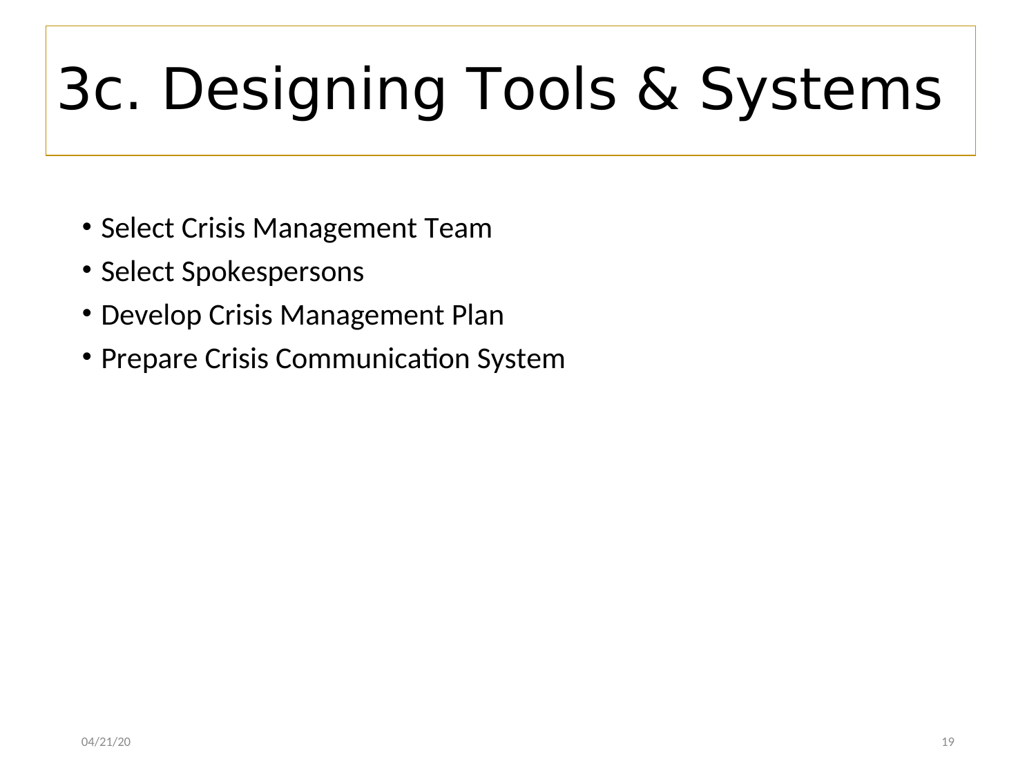# 3c. Designing Tools & Systems

- Select Crisis Management Team
- Select Spokespersons
- Develop Crisis Management Plan
- Prepare Crisis Communication System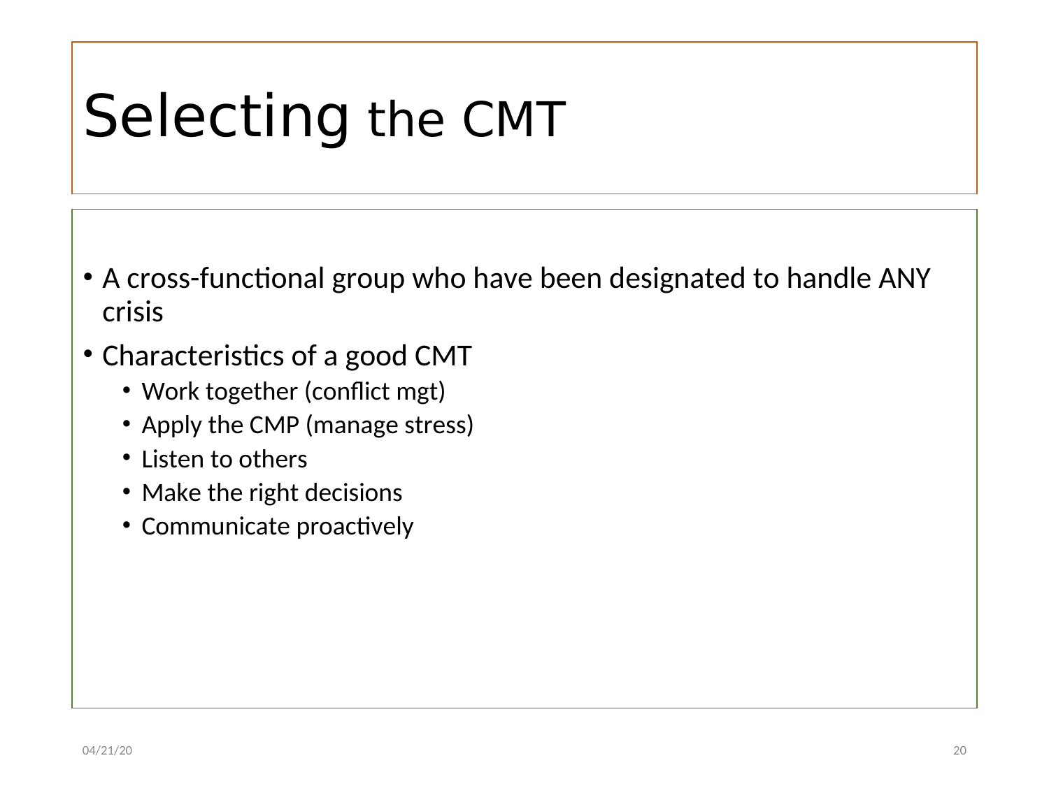# Selecting the CMT

- A cross-functional group who have been designated to handle ANY crisis
- Characteristics of a good CMT
  - Work together (conflict mgt)
  - Apply the CMP (manage stress)
  - Listen to others
  - Make the right decisions
  - Communicate proactively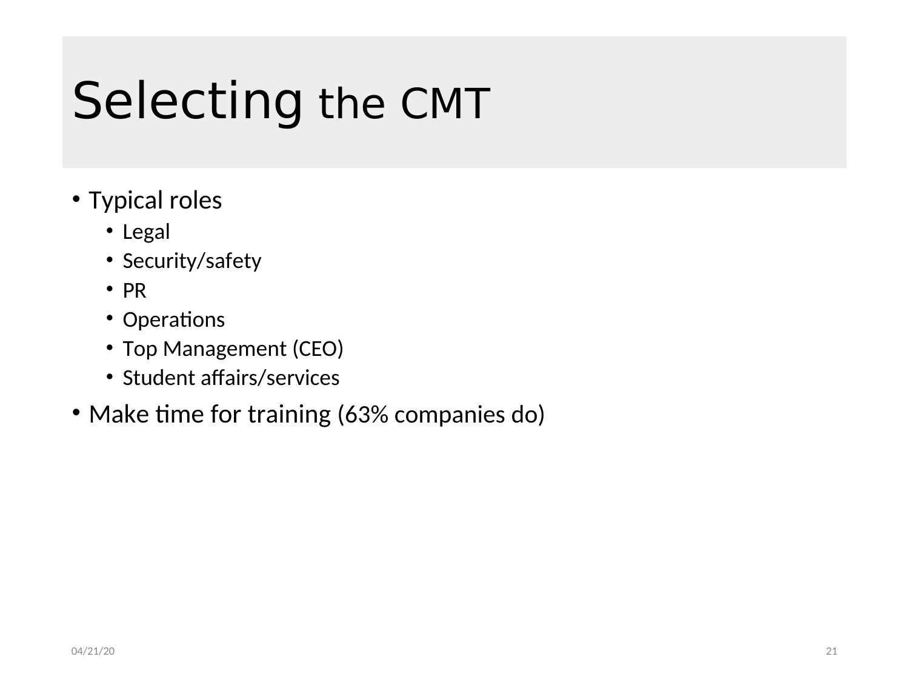# Selecting the CMT

- Typical roles
  - Legal
  - Security/safety
  - PR
  - Operations
  - Top Management (CEO)
  - Student affairs/services
- Make time for training (63% companies do)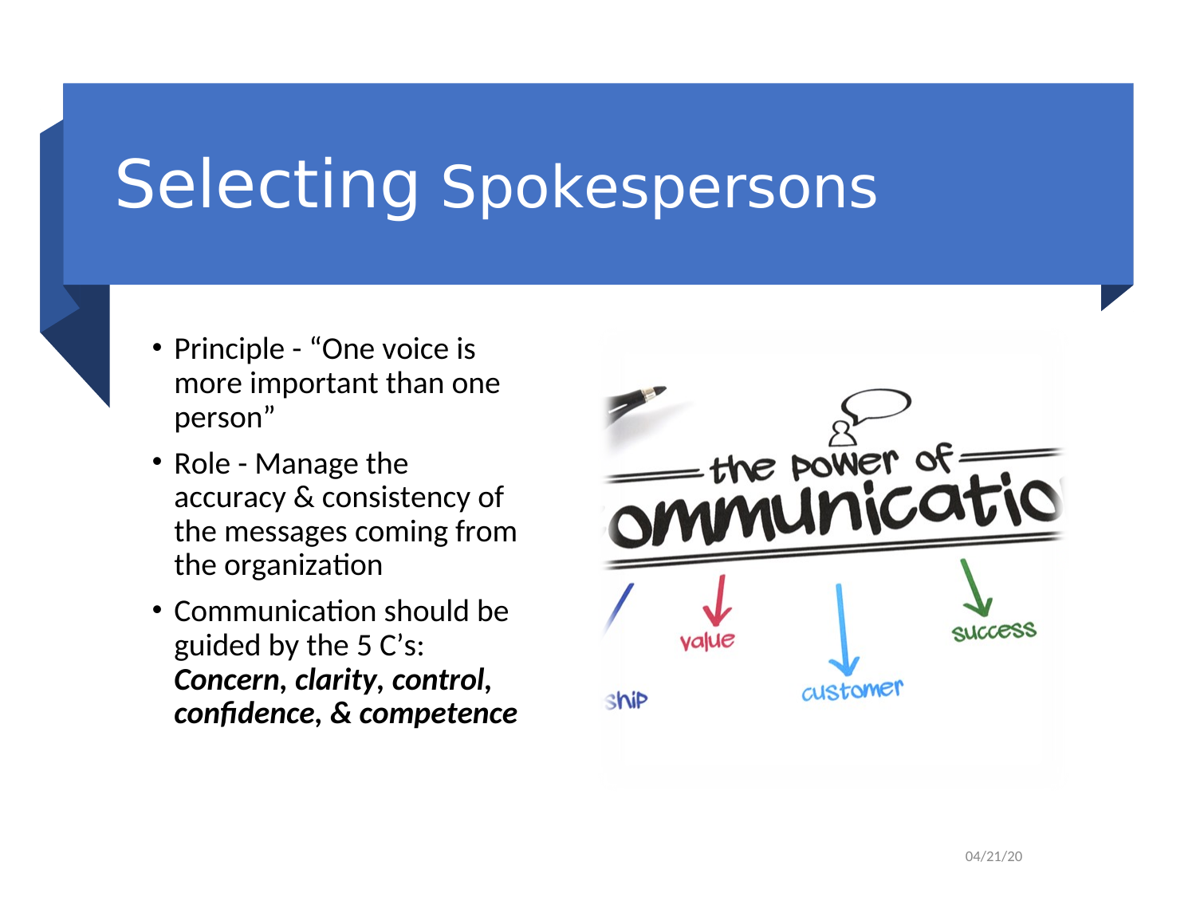# Selecting Spokespersons

- Principle - "One voice is more important than one person"
- Role - Manage the accuracy & consistency of the messages coming from the organization
- Communication should be guided by the 5 C's: ***Concern, clarity, control, confidence, & competence***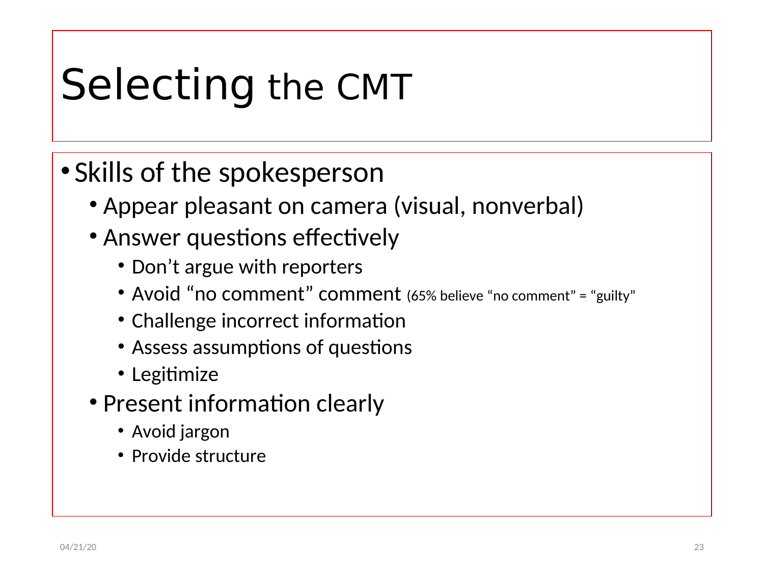# Selecting the CMT

- Skills of the spokesperson
  - Appear pleasant on camera (visual, nonverbal)
  - Answer questions effectively
    - Don't argue with reporters
    - Avoid "no comment" comment (65% believe "no comment" = "guilty"
    - Challenge incorrect information
    - Assess assumptions of questions
    - Legitimize
  - Present information clearly
    - Avoid jargon
    - Provide structure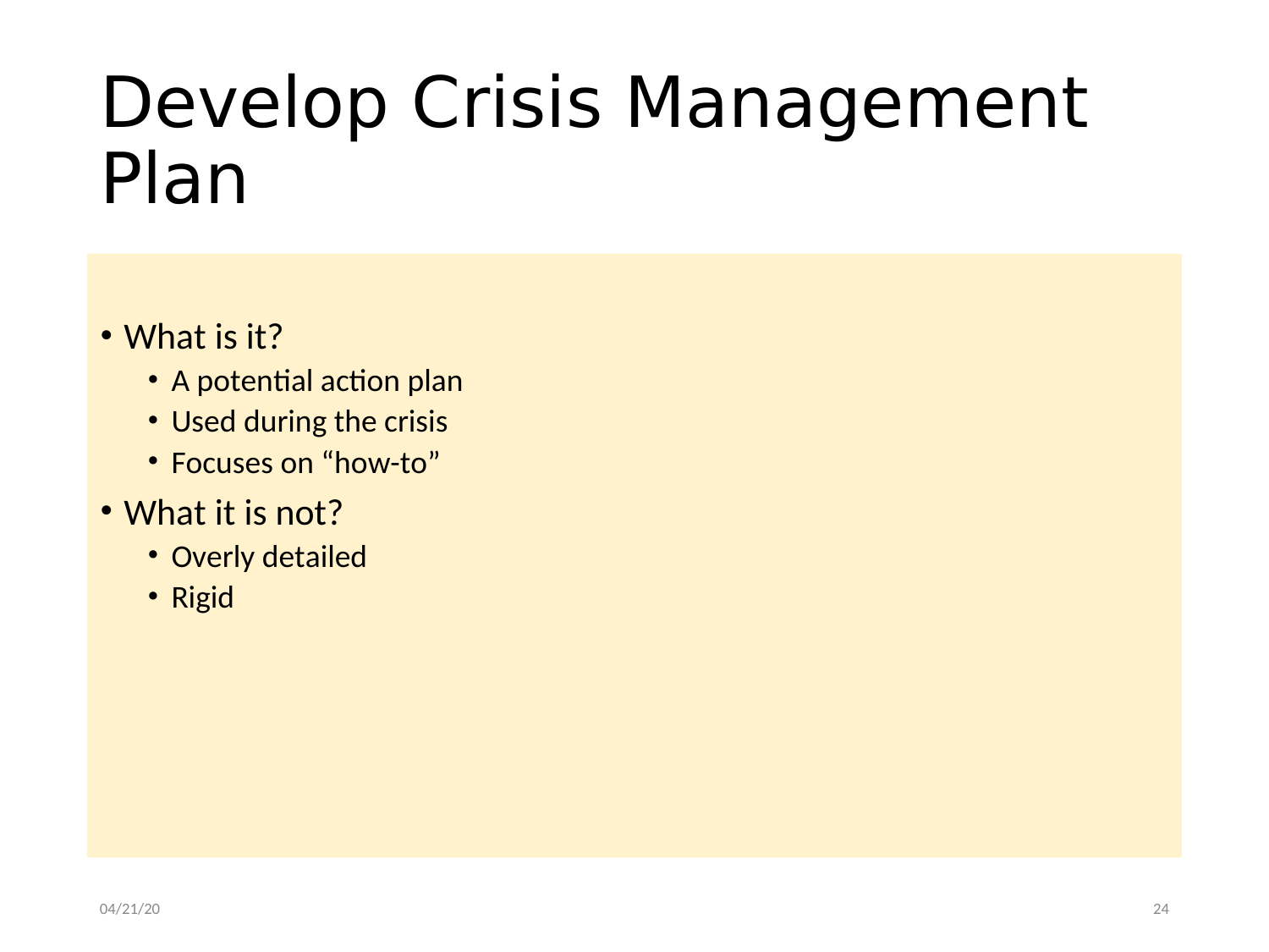# Develop Crisis Management Plan

- What is it?
  - A potential action plan
  - Used during the crisis
  - Focuses on "how-to"
- What it is not?
  - Overly detailed
  - Rigid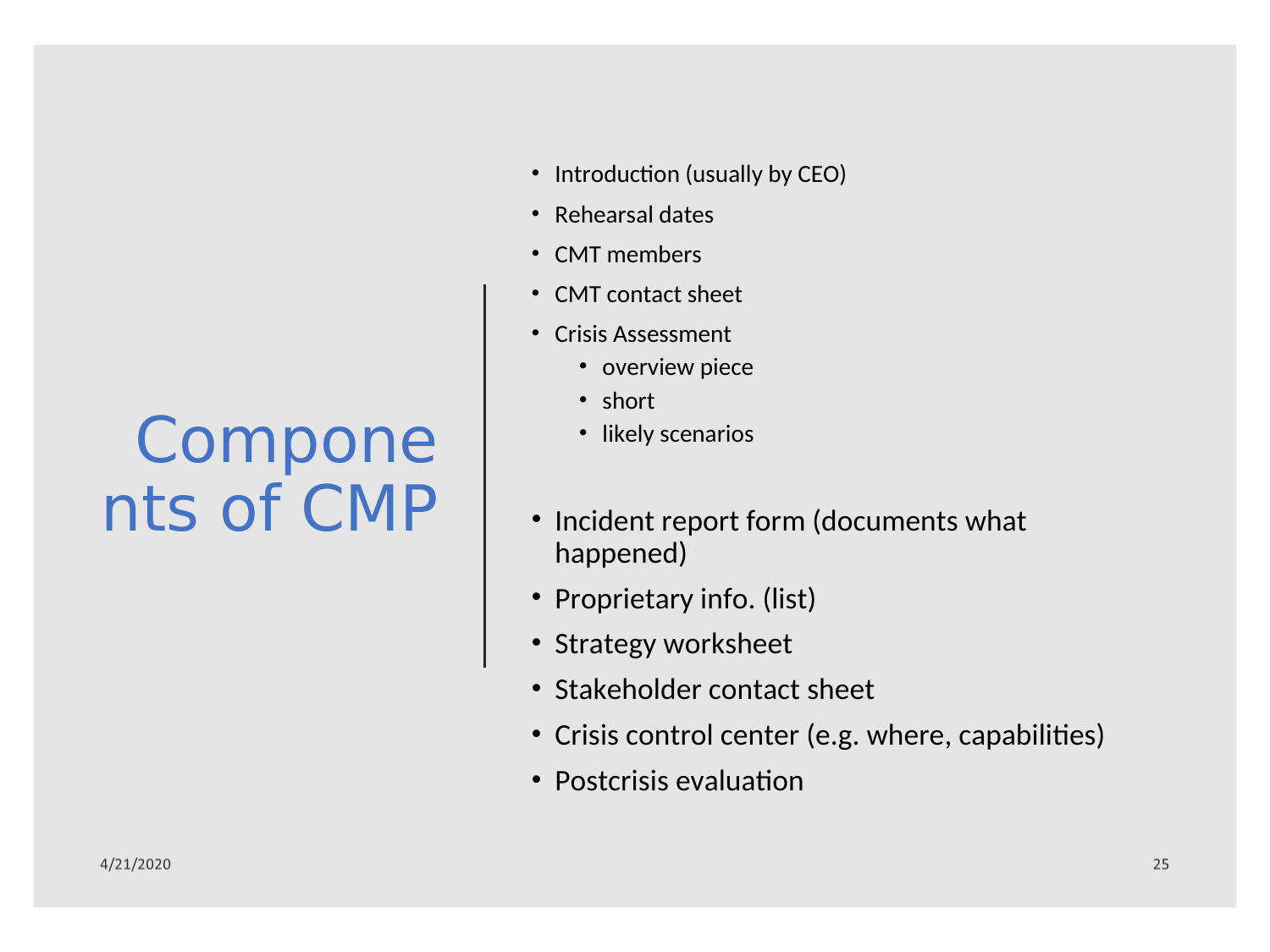# Components of CMP

- Introduction (usually by CEO)
- Rehearsal dates
- CMT members
- CMT contact sheet
- Crisis Assessment
  - overview piece
  - short
  - likely scenarios

- Incident report form (documents what happened)
- Proprietary info. (list)
- Strategy worksheet
- Stakeholder contact sheet
- Crisis control center (e.g. where, capabilities)
- Postcrisis evaluation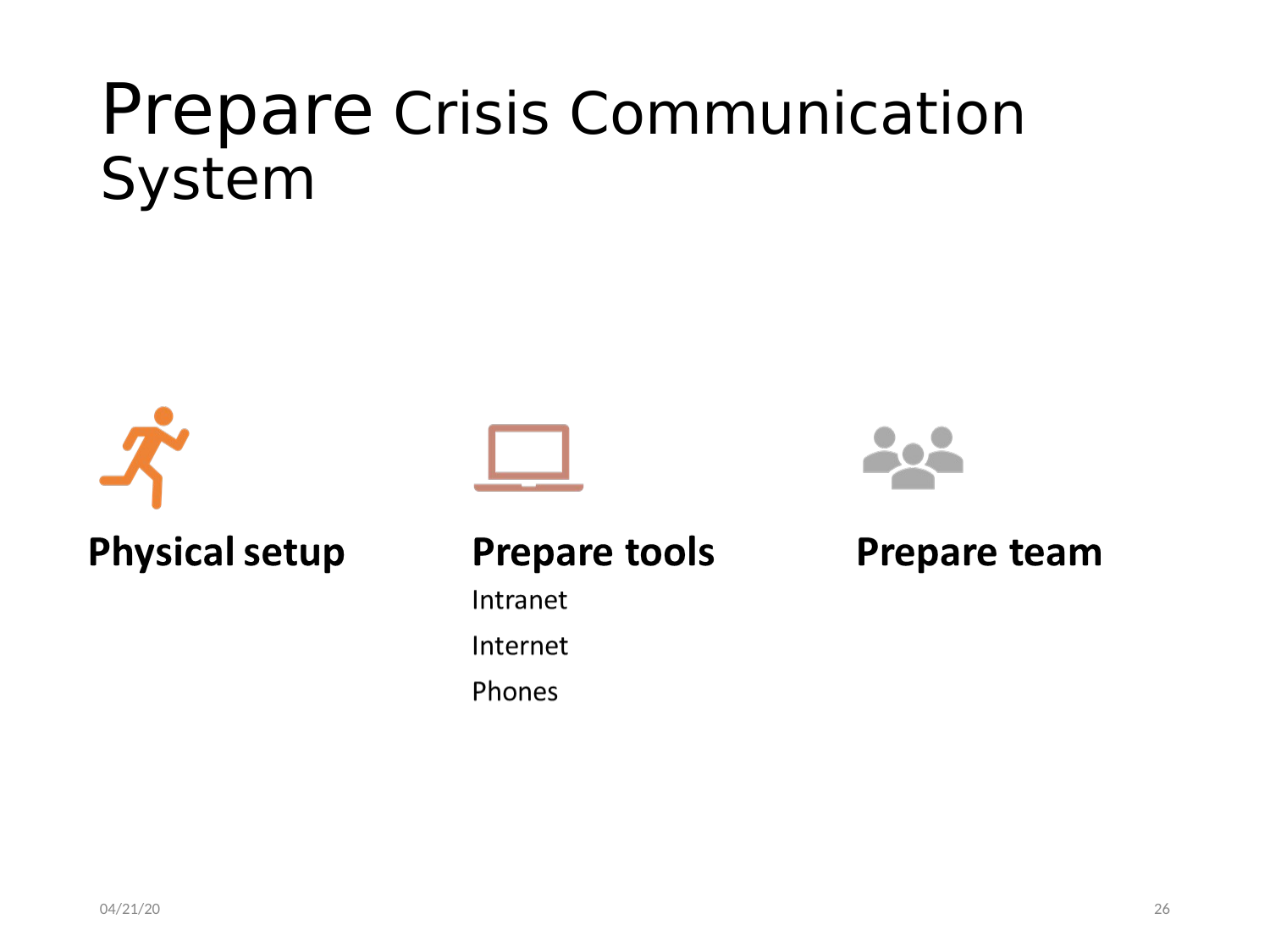# Prepare Crisis Communication System

**Physical setup**

**Prepare tools**

Intranet

Internet

Phones

**Prepare team**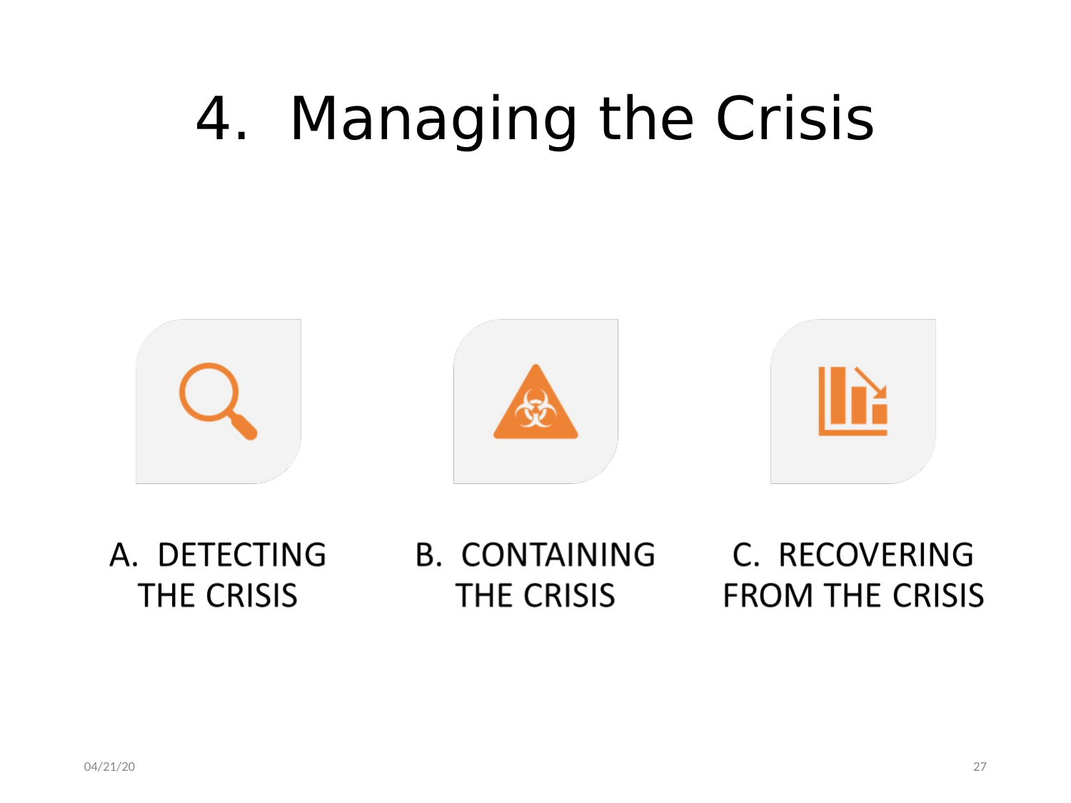# 4. Managing the Crisis

A. DETECTING THE CRISIS

B. CONTAINING THE CRISIS

C. RECOVERING FROM THE CRISIS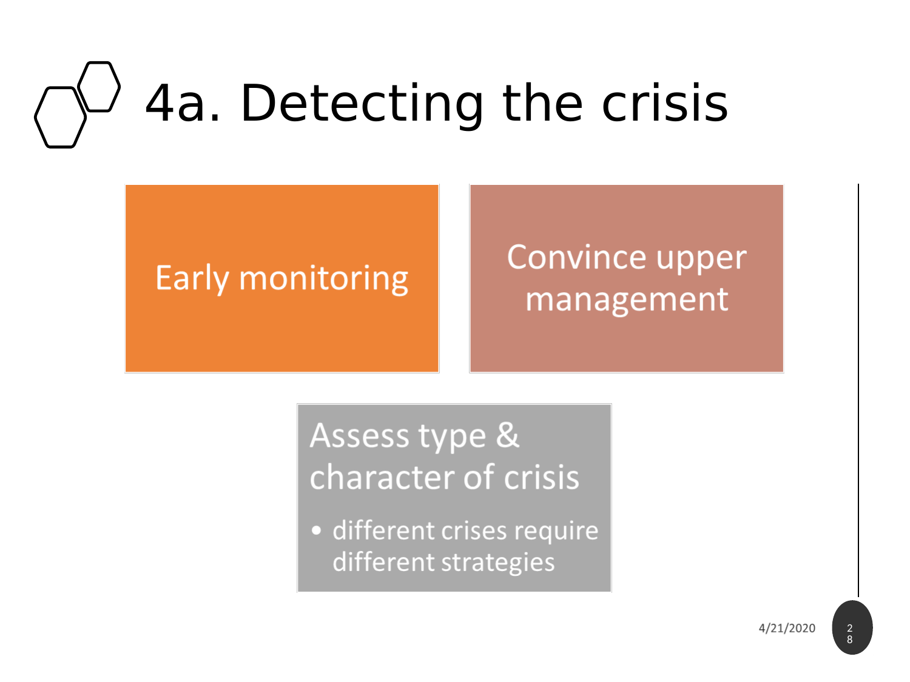# 4a. Detecting the crisis

Early monitoring

Convince upper management

Assess type & character of crisis

- different crises require different strategies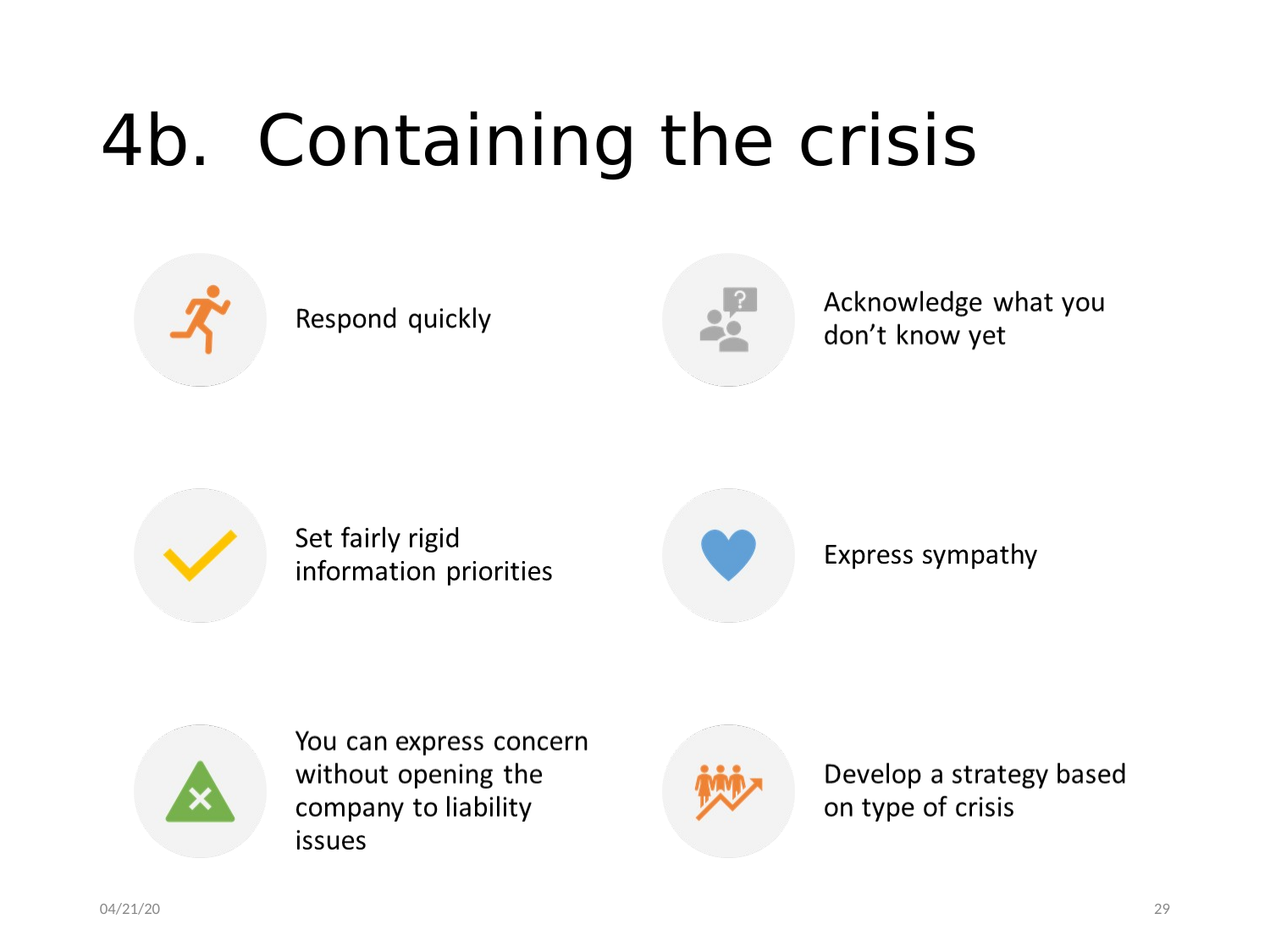# 4b. Containing the crisis

- Respond quickly
- Acknowledge what you don't know yet
- Set fairly rigid information priorities
- Express sympathy
- You can express concern without opening the company to liability issues
- Develop a strategy based on type of crisis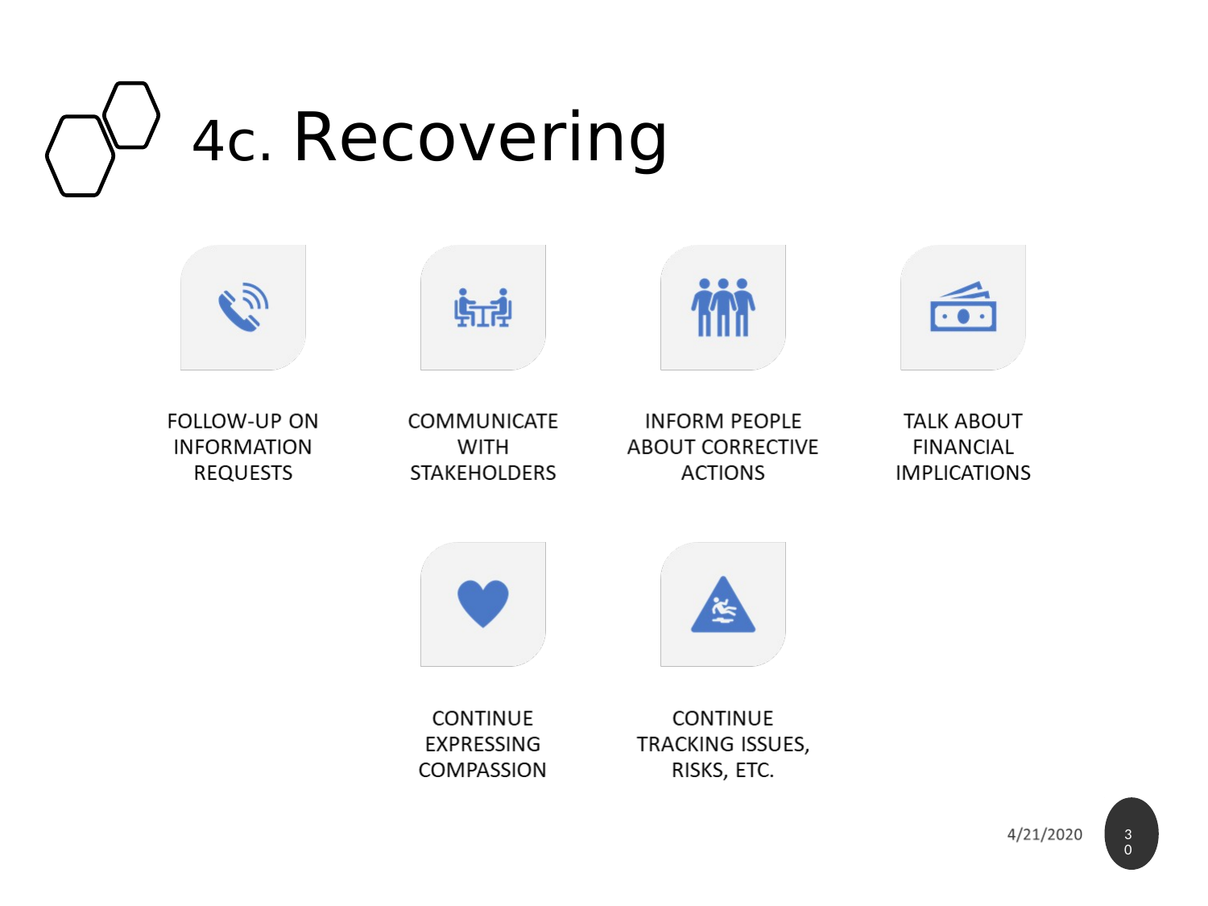# 4c. Recovering

- FOLLOW-UP ON INFORMATION REQUESTS
- COMMUNICATE WITH STAKEHOLDERS
- INFORM PEOPLE ABOUT CORRECTIVE ACTIONS
- TALK ABOUT FINANCIAL IMPLICATIONS
- CONTINUE EXPRESSING COMPASSION
- CONTINUE TRACKING ISSUES, RISKS, ETC.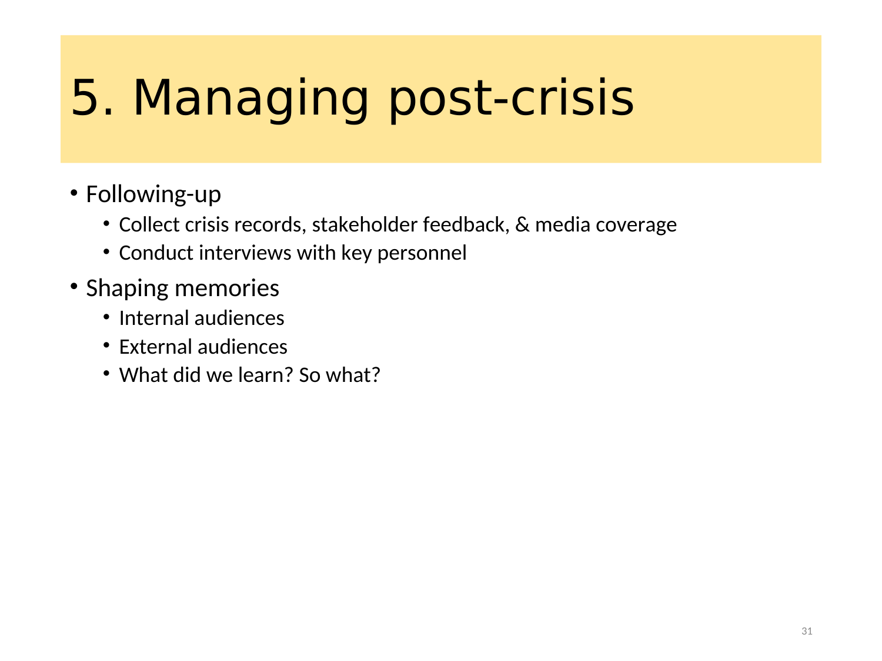# 5. Managing post-crisis

- Following-up
  - Collect crisis records, stakeholder feedback, & media coverage
  - Conduct interviews with key personnel
- Shaping memories
  - Internal audiences
  - External audiences
  - What did we learn? So what?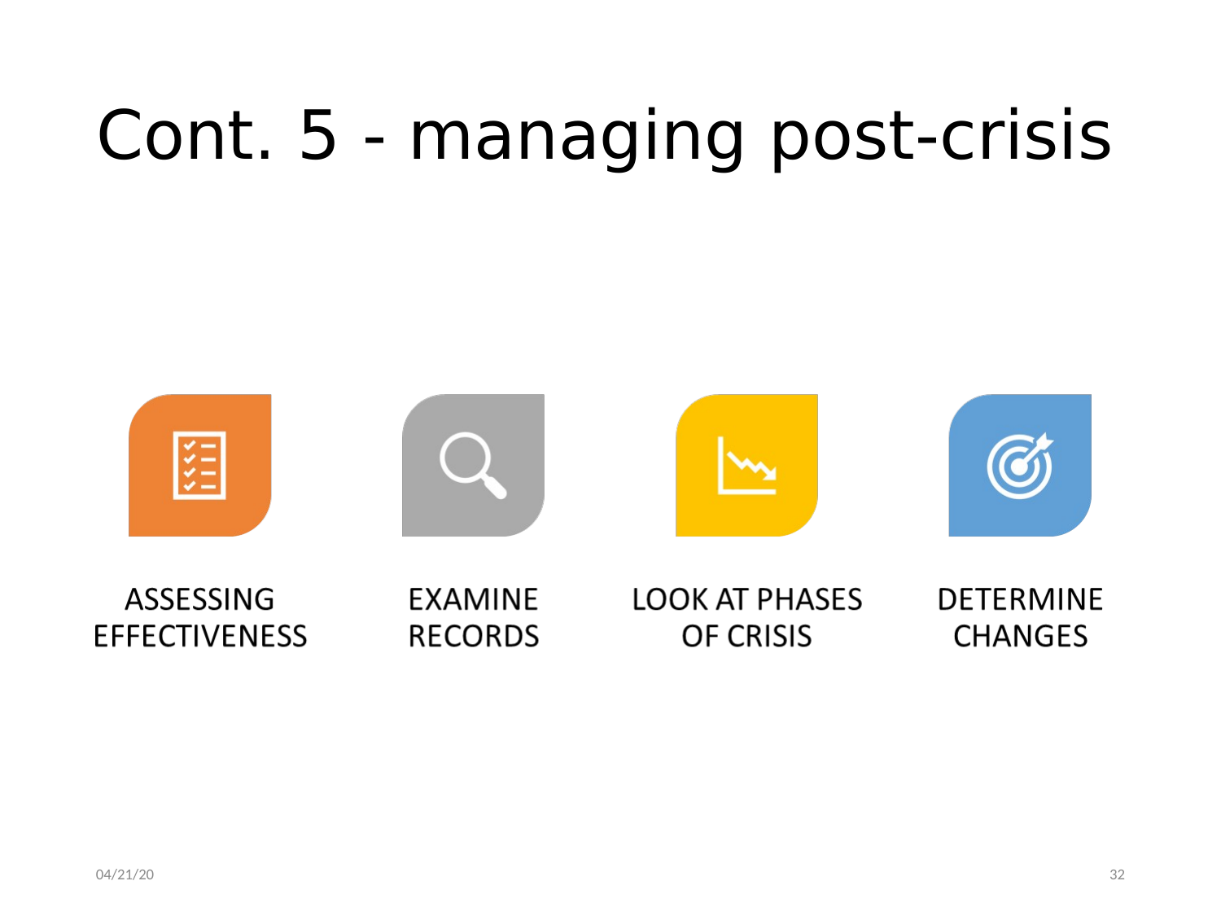# Cont. 5 - managing post-crisis

- ASSESSING EFFECTIVENESS
- EXAMINE RECORDS
- LOOK AT PHASES OF CRISIS
- DETERMINE CHANGES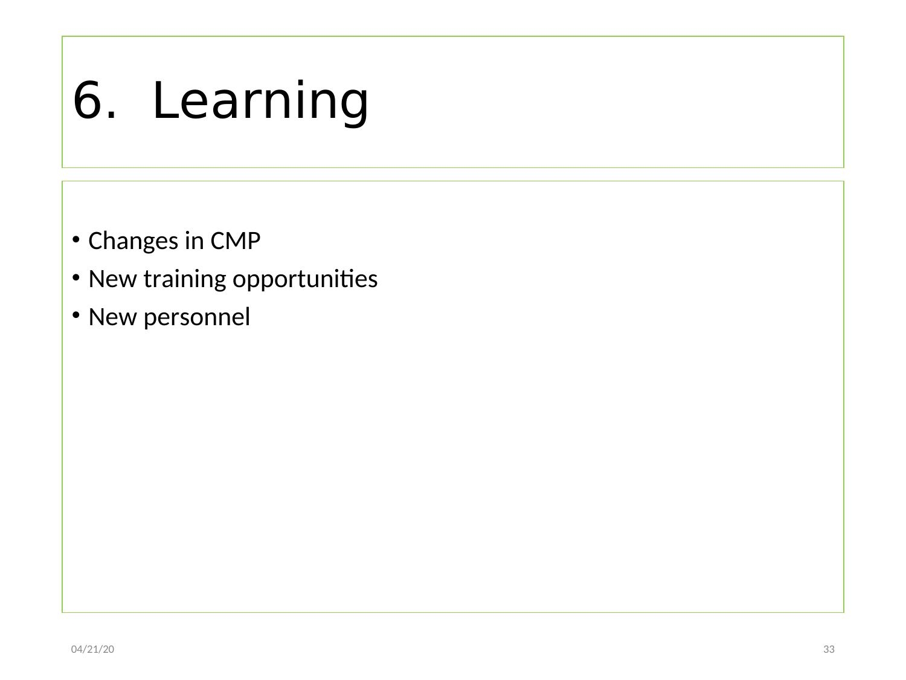# 6. Learning

- Changes in CMP
- New training opportunities
- New personnel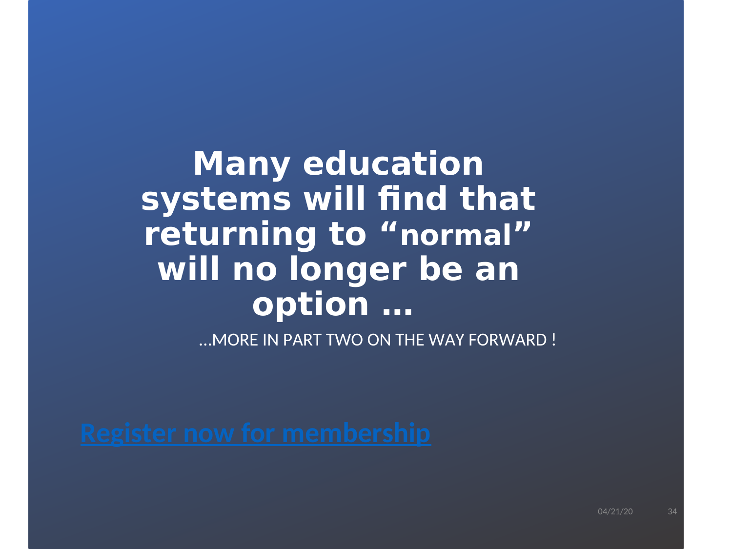# Many education systems will find that returning to "normal" will no longer be an option …

…MORE IN PART TWO ON THE WAY FORWARD !

Register now for membership